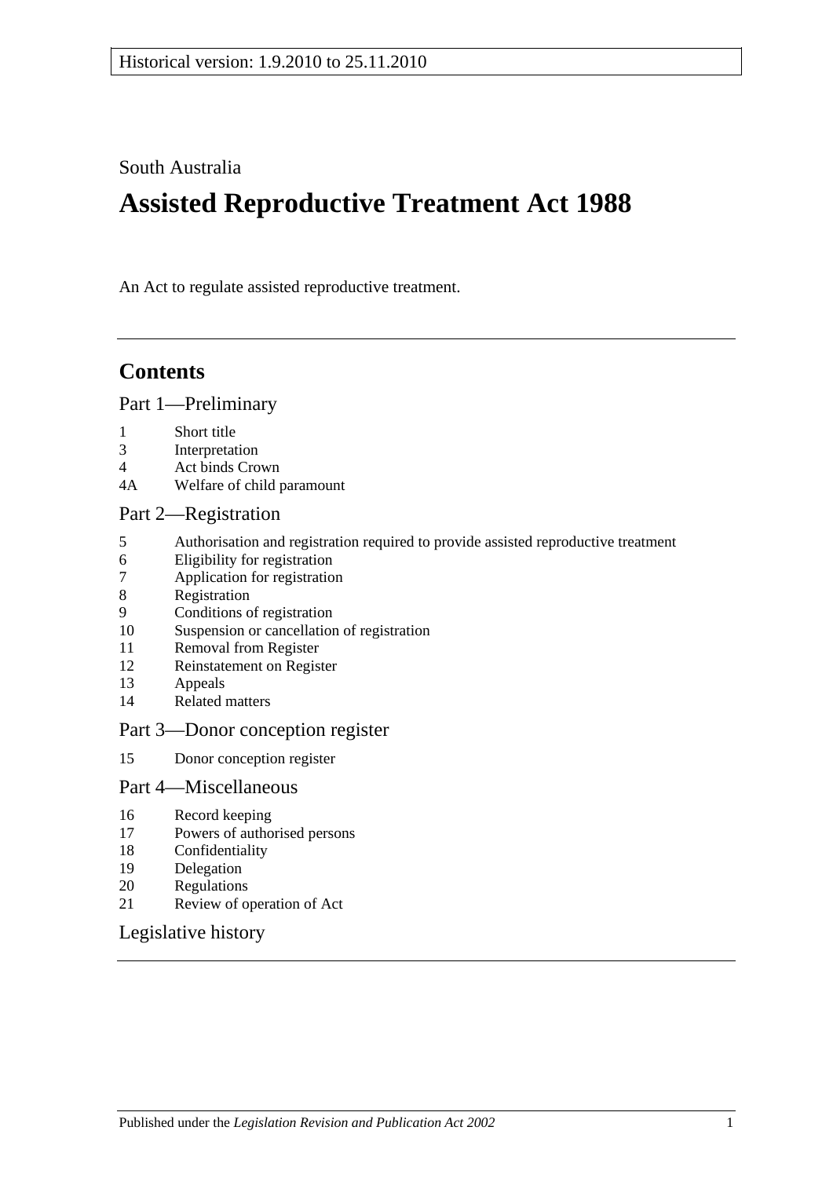Historical version: 1.9.2010 to 25.11.2010

South Australia

# Assisted Reproductive Treatment Act 1988

An Act to regulate assisted reproductive treatment.

## Contents

Part 1—Preliminary

- 1 Short title
- 3 Interpretation
- 4 Act binds Crown
- 4A Welfare of child paramount

Part 2—Registration

- 5 Authorisation and registration required to provide assisted reproductive treatment
- 6 Eligibility for registration
- 7 Application for registration
- 8 Registration
- 9 Conditions of registration
- 10 Suspension or cancellation of registration
- 11 Removal from Register
- 12 Reinstatement on Register
- 13 Appeals
- 14 Related matters

Part 3—Donor conception register

- 15 Donor conception register

Part 4—Miscellaneous

- 16 Record keeping
- 17 Powers of authorised persons
- 18 Confidentiality
- 19 Delegation
- 20 Regulations
- 21 Review of operation of Act

Legislative history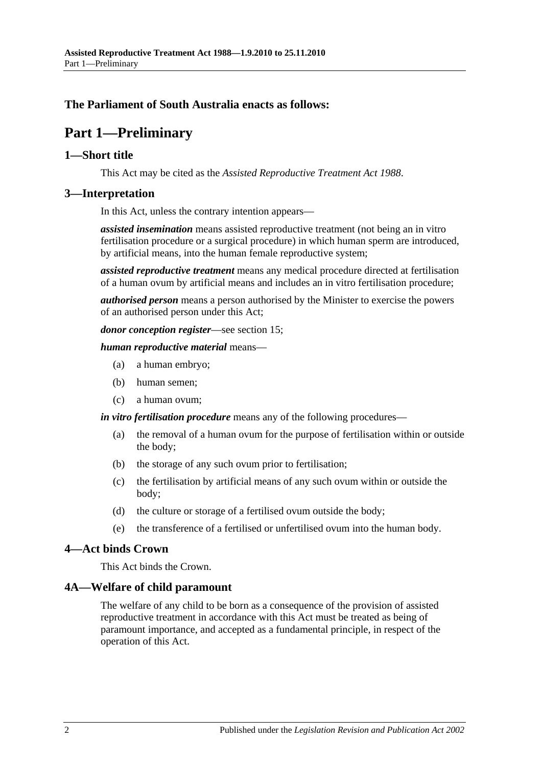**The Parliament of South Australia enacts as follows:**

# Part 1—Preliminary

## 1—Short title

This Act may be cited as the *Assisted Reproductive Treatment Act 1988*.

## 3—Interpretation

In this Act, unless the contrary intention appears—

***assisted insemination*** means assisted reproductive treatment (not being an in vitro fertilisation procedure or a surgical procedure) in which human sperm are introduced, by artificial means, into the human female reproductive system;

***assisted reproductive treatment*** means any medical procedure directed at fertilisation of a human ovum by artificial means and includes an in vitro fertilisation procedure;

***authorised person*** means a person authorised by the Minister to exercise the powers of an authorised person under this Act;

***donor conception register***—see section 15;

***human reproductive material*** means—

(a) a human embryo;

(b) human semen;

(c) a human ovum;

***in vitro fertilisation procedure*** means any of the following procedures—

(a) the removal of a human ovum for the purpose of fertilisation within or outside the body;

(b) the storage of any such ovum prior to fertilisation;

(c) the fertilisation by artificial means of any such ovum within or outside the body;

(d) the culture or storage of a fertilised ovum outside the body;

(e) the transference of a fertilised or unfertilised ovum into the human body.

## 4—Act binds Crown

This Act binds the Crown.

## 4A—Welfare of child paramount

The welfare of any child to be born as a consequence of the provision of assisted reproductive treatment in accordance with this Act must be treated as being of paramount importance, and accepted as a fundamental principle, in respect of the operation of this Act.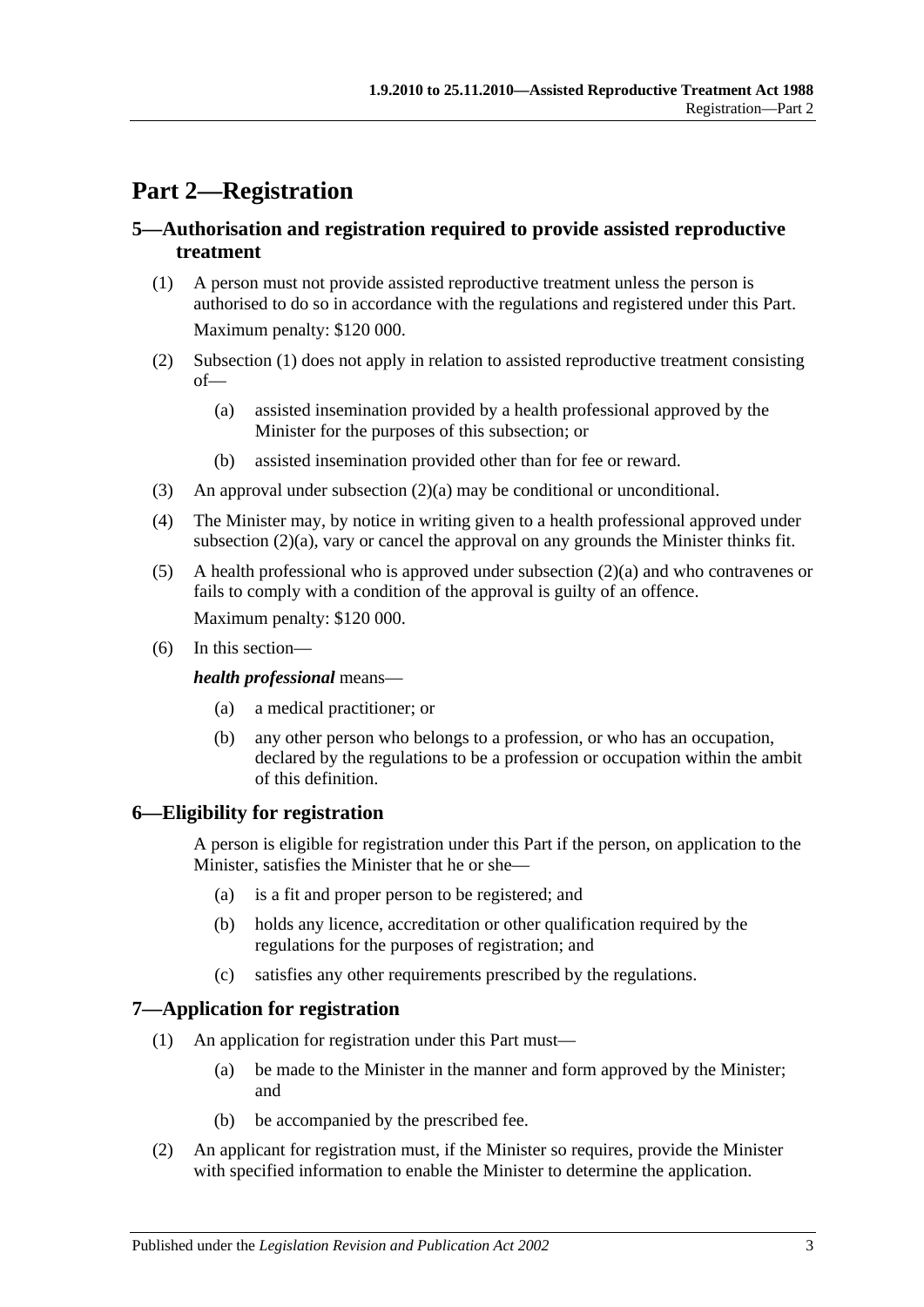# Part 2—Registration

## 5—Authorisation and registration required to provide assisted reproductive treatment

(1) A person must not provide assisted reproductive treatment unless the person is authorised to do so in accordance with the regulations and registered under this Part.

Maximum penalty: $120 000.

(2) Subsection (1) does not apply in relation to assisted reproductive treatment consisting of—

(a) assisted insemination provided by a health professional approved by the Minister for the purposes of this subsection; or

(b) assisted insemination provided other than for fee or reward.

(3) An approval under subsection (2)(a) may be conditional or unconditional.

(4) The Minister may, by notice in writing given to a health professional approved under subsection (2)(a), vary or cancel the approval on any grounds the Minister thinks fit.

(5) A health professional who is approved under subsection (2)(a) and who contravenes or fails to comply with a condition of the approval is guilty of an offence.

Maximum penalty: $120 000.

(6) In this section—

***health professional*** means—

(a) a medical practitioner; or

(b) any other person who belongs to a profession, or who has an occupation, declared by the regulations to be a profession or occupation within the ambit of this definition.

## 6—Eligibility for registration

A person is eligible for registration under this Part if the person, on application to the Minister, satisfies the Minister that he or she—

(a) is a fit and proper person to be registered; and

(b) holds any licence, accreditation or other qualification required by the regulations for the purposes of registration; and

(c) satisfies any other requirements prescribed by the regulations.

## 7—Application for registration

(1) An application for registration under this Part must—

(a) be made to the Minister in the manner and form approved by the Minister; and

(b) be accompanied by the prescribed fee.

(2) An applicant for registration must, if the Minister so requires, provide the Minister with specified information to enable the Minister to determine the application.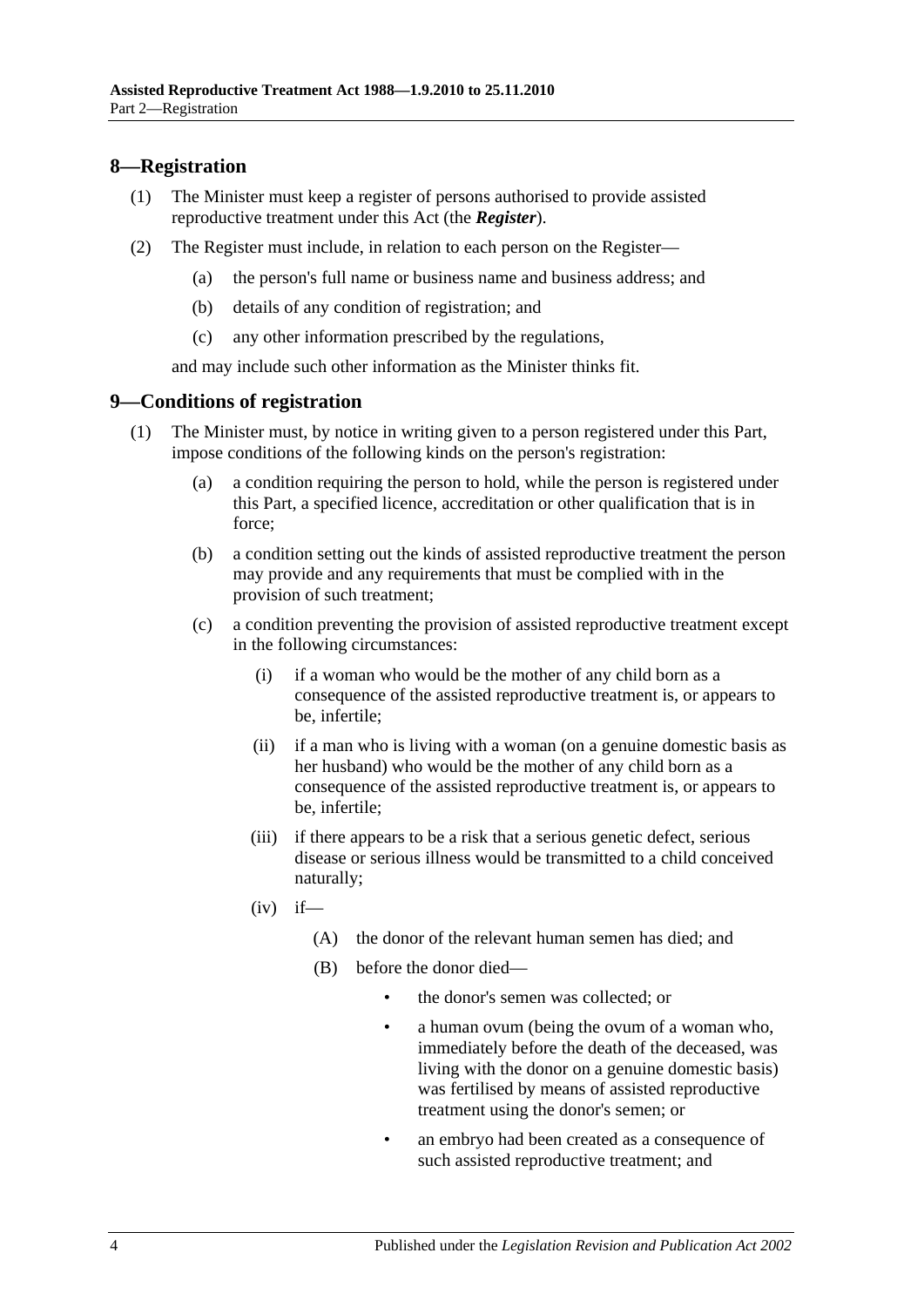## 8—Registration

(1) The Minister must keep a register of persons authorised to provide assisted reproductive treatment under this Act (the ***Register***).

(2) The Register must include, in relation to each person on the Register—

- (a) the person's full name or business name and business address; and
- (b) details of any condition of registration; and
- (c) any other information prescribed by the regulations,

and may include such other information as the Minister thinks fit.

## 9—Conditions of registration

(1) The Minister must, by notice in writing given to a person registered under this Part, impose conditions of the following kinds on the person's registration:

- (a) a condition requiring the person to hold, while the person is registered under this Part, a specified licence, accreditation or other qualification that is in force;
- (b) a condition setting out the kinds of assisted reproductive treatment the person may provide and any requirements that must be complied with in the provision of such treatment;
- (c) a condition preventing the provision of assisted reproductive treatment except in the following circumstances:
  - (i) if a woman who would be the mother of any child born as a consequence of the assisted reproductive treatment is, or appears to be, infertile;
  - (ii) if a man who is living with a woman (on a genuine domestic basis as her husband) who would be the mother of any child born as a consequence of the assisted reproductive treatment is, or appears to be, infertile;
  - (iii) if there appears to be a risk that a serious genetic defect, serious disease or serious illness would be transmitted to a child conceived naturally;
  - (iv) if—
    - (A) the donor of the relevant human semen has died; and
    - (B) before the donor died—
      - the donor's semen was collected; or
      - a human ovum (being the ovum of a woman who, immediately before the death of the deceased, was living with the donor on a genuine domestic basis) was fertilised by means of assisted reproductive treatment using the donor's semen; or
      - an embryo had been created as a consequence of such assisted reproductive treatment; and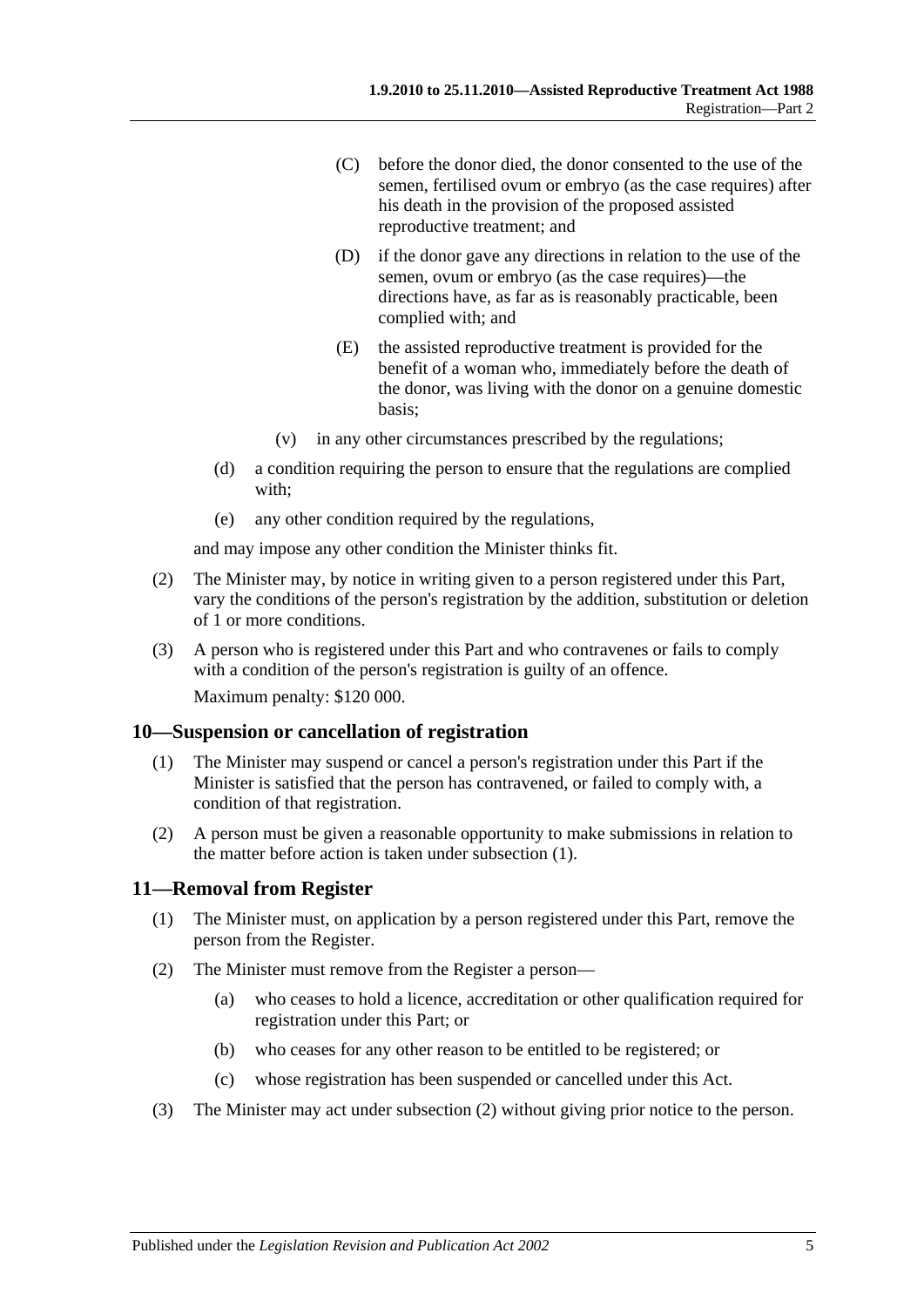(C) before the donor died, the donor consented to the use of the semen, fertilised ovum or embryo (as the case requires) after his death in the provision of the proposed assisted reproductive treatment; and

(D) if the donor gave any directions in relation to the use of the semen, ovum or embryo (as the case requires)—the directions have, as far as is reasonably practicable, been complied with; and

(E) the assisted reproductive treatment is provided for the benefit of a woman who, immediately before the death of the donor, was living with the donor on a genuine domestic basis;

(v) in any other circumstances prescribed by the regulations;

(d) a condition requiring the person to ensure that the regulations are complied with;

(e) any other condition required by the regulations,

and may impose any other condition the Minister thinks fit.

(2) The Minister may, by notice in writing given to a person registered under this Part, vary the conditions of the person's registration by the addition, substitution or deletion of 1 or more conditions.

(3) A person who is registered under this Part and who contravenes or fails to comply with a condition of the person's registration is guilty of an offence.

Maximum penalty: $120 000.

## 10—Suspension or cancellation of registration

(1) The Minister may suspend or cancel a person's registration under this Part if the Minister is satisfied that the person has contravened, or failed to comply with, a condition of that registration.

(2) A person must be given a reasonable opportunity to make submissions in relation to the matter before action is taken under subsection (1).

## 11—Removal from Register

(1) The Minister must, on application by a person registered under this Part, remove the person from the Register.

(2) The Minister must remove from the Register a person—

(a) who ceases to hold a licence, accreditation or other qualification required for registration under this Part; or

(b) who ceases for any other reason to be entitled to be registered; or

(c) whose registration has been suspended or cancelled under this Act.

(3) The Minister may act under subsection (2) without giving prior notice to the person.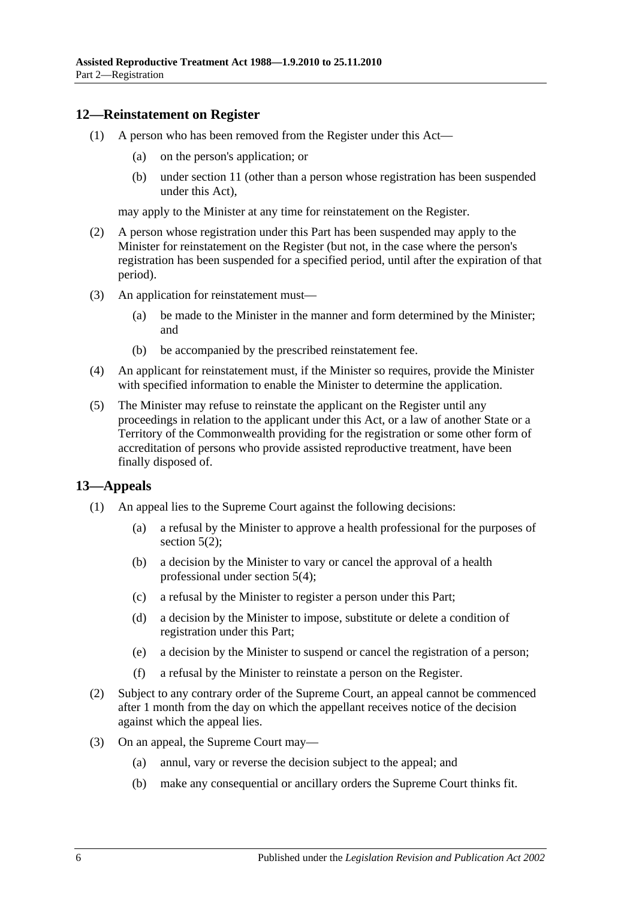## 12—Reinstatement on Register

(1) A person who has been removed from the Register under this Act—

(a) on the person's application; or

(b) under section 11 (other than a person whose registration has been suspended under this Act),

may apply to the Minister at any time for reinstatement on the Register.

(2) A person whose registration under this Part has been suspended may apply to the Minister for reinstatement on the Register (but not, in the case where the person's registration has been suspended for a specified period, until after the expiration of that period).

(3) An application for reinstatement must—

(a) be made to the Minister in the manner and form determined by the Minister; and

(b) be accompanied by the prescribed reinstatement fee.

(4) An applicant for reinstatement must, if the Minister so requires, provide the Minister with specified information to enable the Minister to determine the application.

(5) The Minister may refuse to reinstate the applicant on the Register until any proceedings in relation to the applicant under this Act, or a law of another State or a Territory of the Commonwealth providing for the registration or some other form of accreditation of persons who provide assisted reproductive treatment, have been finally disposed of.

## 13—Appeals

(1) An appeal lies to the Supreme Court against the following decisions:

(a) a refusal by the Minister to approve a health professional for the purposes of section 5(2);

(b) a decision by the Minister to vary or cancel the approval of a health professional under section 5(4);

(c) a refusal by the Minister to register a person under this Part;

(d) a decision by the Minister to impose, substitute or delete a condition of registration under this Part;

(e) a decision by the Minister to suspend or cancel the registration of a person;

(f) a refusal by the Minister to reinstate a person on the Register.

(2) Subject to any contrary order of the Supreme Court, an appeal cannot be commenced after 1 month from the day on which the appellant receives notice of the decision against which the appeal lies.

(3) On an appeal, the Supreme Court may—

(a) annul, vary or reverse the decision subject to the appeal; and

(b) make any consequential or ancillary orders the Supreme Court thinks fit.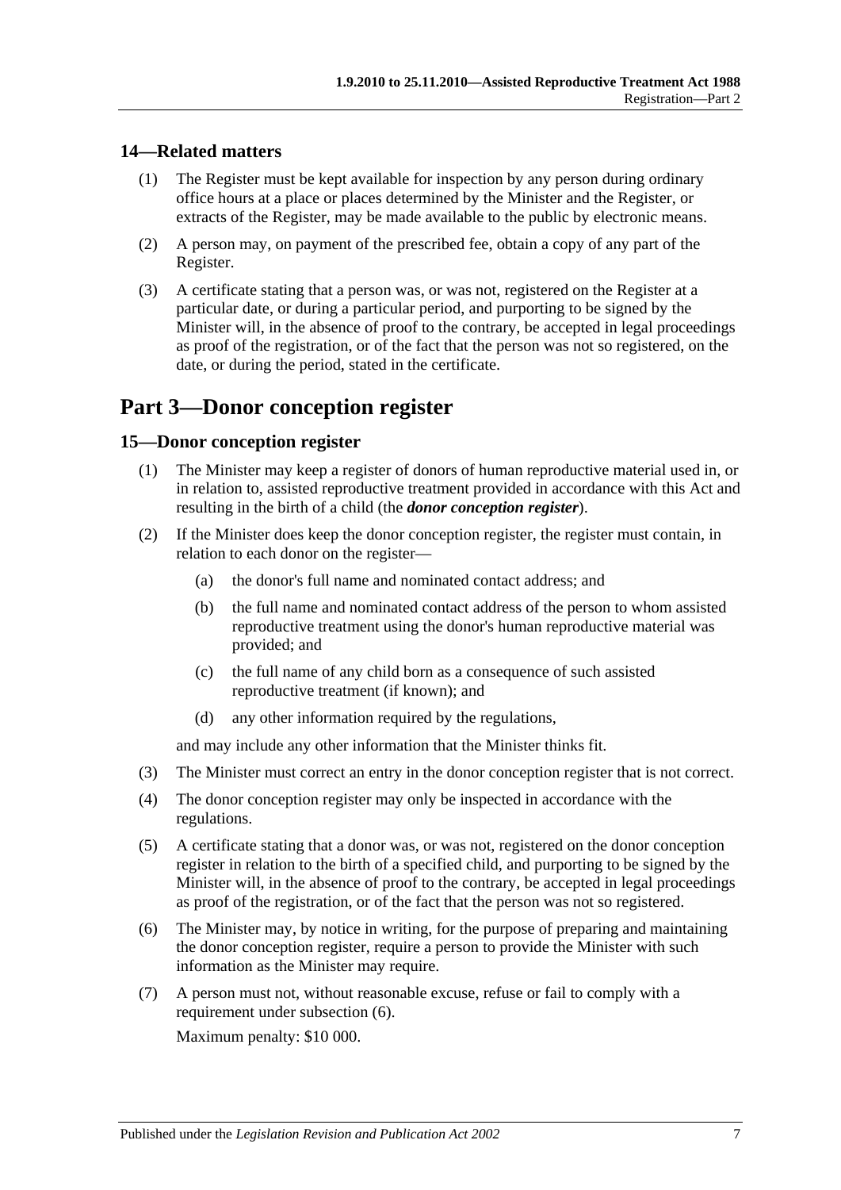### 14—Related matters

(1) The Register must be kept available for inspection by any person during ordinary office hours at a place or places determined by the Minister and the Register, or extracts of the Register, may be made available to the public by electronic means.

(2) A person may, on payment of the prescribed fee, obtain a copy of any part of the Register.

(3) A certificate stating that a person was, or was not, registered on the Register at a particular date, or during a particular period, and purporting to be signed by the Minister will, in the absence of proof to the contrary, be accepted in legal proceedings as proof of the registration, or of the fact that the person was not so registered, on the date, or during the period, stated in the certificate.

## Part 3—Donor conception register

### 15—Donor conception register

(1) The Minister may keep a register of donors of human reproductive material used in, or in relation to, assisted reproductive treatment provided in accordance with this Act and resulting in the birth of a child (the ***donor conception register***).

(2) If the Minister does keep the donor conception register, the register must contain, in relation to each donor on the register—

- (a) the donor's full name and nominated contact address; and
- (b) the full name and nominated contact address of the person to whom assisted reproductive treatment using the donor's human reproductive material was provided; and
- (c) the full name of any child born as a consequence of such assisted reproductive treatment (if known); and
- (d) any other information required by the regulations,

and may include any other information that the Minister thinks fit.

(3) The Minister must correct an entry in the donor conception register that is not correct.

(4) The donor conception register may only be inspected in accordance with the regulations.

(5) A certificate stating that a donor was, or was not, registered on the donor conception register in relation to the birth of a specified child, and purporting to be signed by the Minister will, in the absence of proof to the contrary, be accepted in legal proceedings as proof of the registration, or of the fact that the person was not so registered.

(6) The Minister may, by notice in writing, for the purpose of preparing and maintaining the donor conception register, require a person to provide the Minister with such information as the Minister may require.

(7) A person must not, without reasonable excuse, refuse or fail to comply with a requirement under subsection (6).

Maximum penalty: $10 000.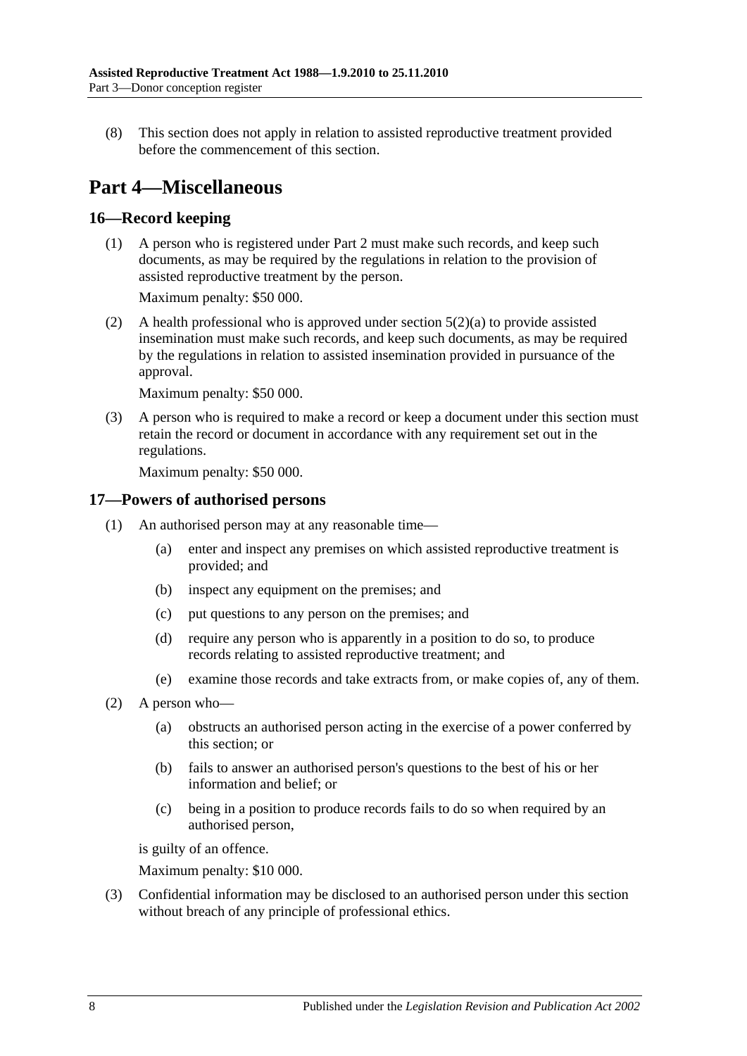(8) This section does not apply in relation to assisted reproductive treatment provided before the commencement of this section.

# Part 4—Miscellaneous

## 16—Record keeping

(1) A person who is registered under Part 2 must make such records, and keep such documents, as may be required by the regulations in relation to the provision of assisted reproductive treatment by the person.

Maximum penalty: $50 000.

(2) A health professional who is approved under section 5(2)(a) to provide assisted insemination must make such records, and keep such documents, as may be required by the regulations in relation to assisted insemination provided in pursuance of the approval.

Maximum penalty: $50 000.

(3) A person who is required to make a record or keep a document under this section must retain the record or document in accordance with any requirement set out in the regulations.

Maximum penalty: $50 000.

## 17—Powers of authorised persons

(1) An authorised person may at any reasonable time—

- (a) enter and inspect any premises on which assisted reproductive treatment is provided; and
- (b) inspect any equipment on the premises; and
- (c) put questions to any person on the premises; and
- (d) require any person who is apparently in a position to do so, to produce records relating to assisted reproductive treatment; and
- (e) examine those records and take extracts from, or make copies of, any of them.

(2) A person who—

- (a) obstructs an authorised person acting in the exercise of a power conferred by this section; or
- (b) fails to answer an authorised person's questions to the best of his or her information and belief; or
- (c) being in a position to produce records fails to do so when required by an authorised person,

is guilty of an offence.

Maximum penalty: $10 000.

(3) Confidential information may be disclosed to an authorised person under this section without breach of any principle of professional ethics.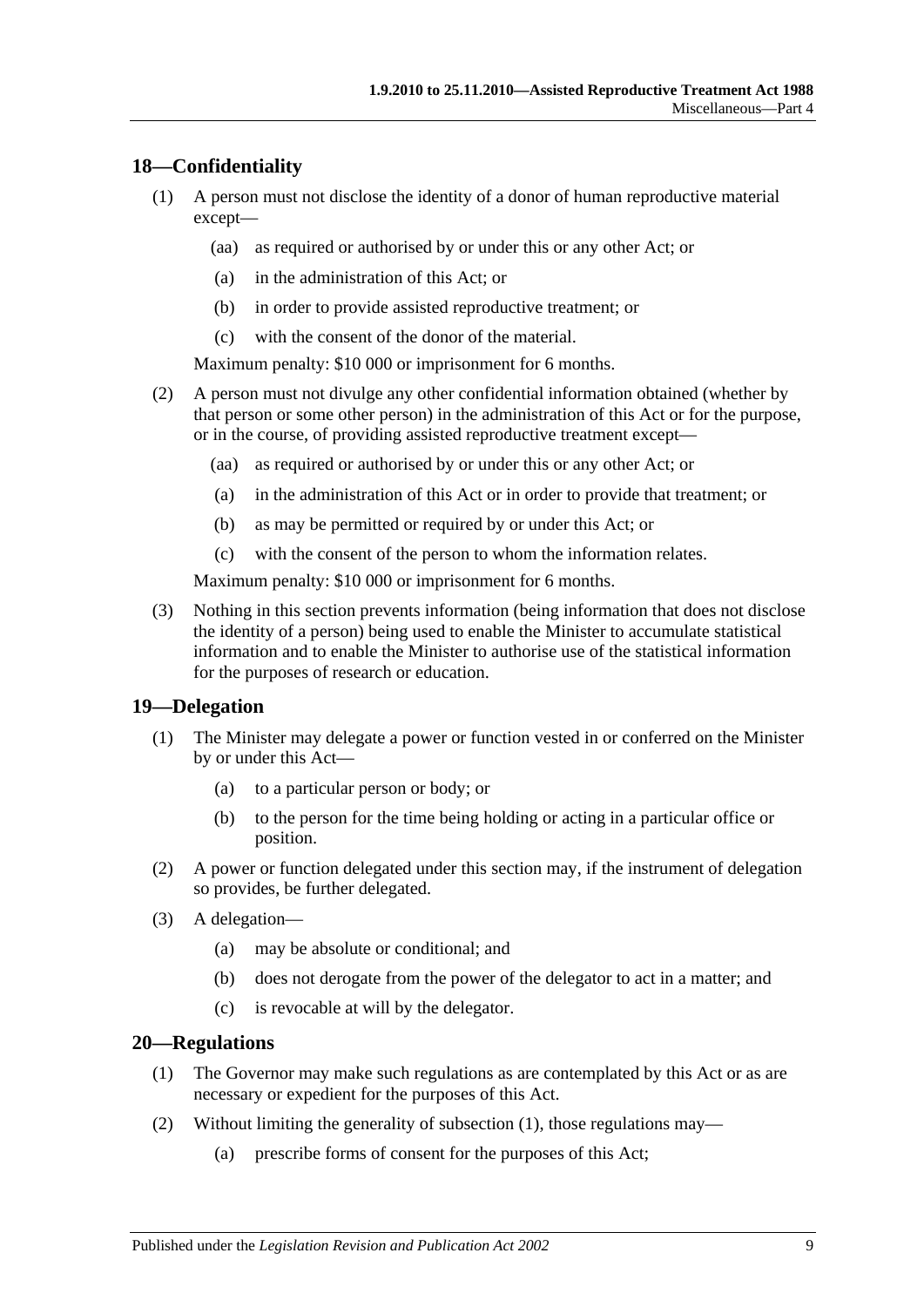## 18—Confidentiality

(1) A person must not disclose the identity of a donor of human reproductive material except—

(aa) as required or authorised by or under this or any other Act; or

(a) in the administration of this Act; or

(b) in order to provide assisted reproductive treatment; or

(c) with the consent of the donor of the material.

Maximum penalty: $10 000 or imprisonment for 6 months.

(2) A person must not divulge any other confidential information obtained (whether by that person or some other person) in the administration of this Act or for the purpose, or in the course, of providing assisted reproductive treatment except—

(aa) as required or authorised by or under this or any other Act; or

(a) in the administration of this Act or in order to provide that treatment; or

(b) as may be permitted or required by or under this Act; or

(c) with the consent of the person to whom the information relates.

Maximum penalty: $10 000 or imprisonment for 6 months.

(3) Nothing in this section prevents information (being information that does not disclose the identity of a person) being used to enable the Minister to accumulate statistical information and to enable the Minister to authorise use of the statistical information for the purposes of research or education.

## 19—Delegation

(1) The Minister may delegate a power or function vested in or conferred on the Minister by or under this Act—

(a) to a particular person or body; or

(b) to the person for the time being holding or acting in a particular office or position.

(2) A power or function delegated under this section may, if the instrument of delegation so provides, be further delegated.

(3) A delegation—

(a) may be absolute or conditional; and

(b) does not derogate from the power of the delegator to act in a matter; and

(c) is revocable at will by the delegator.

## 20—Regulations

(1) The Governor may make such regulations as are contemplated by this Act or as are necessary or expedient for the purposes of this Act.

(2) Without limiting the generality of subsection (1), those regulations may—

(a) prescribe forms of consent for the purposes of this Act;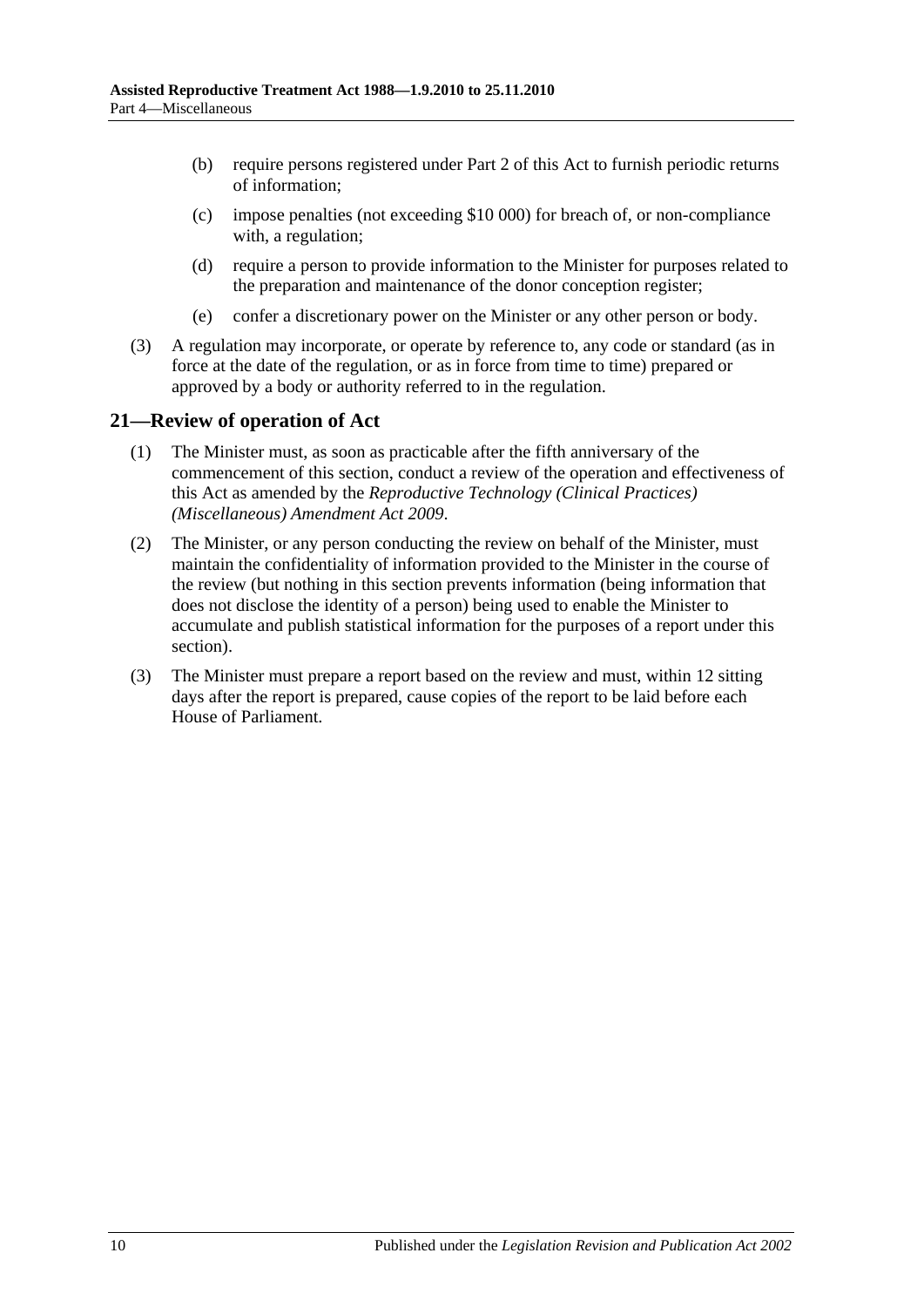(b) require persons registered under Part 2 of this Act to furnish periodic returns of information;

(c) impose penalties (not exceeding $10 000) for breach of, or non-compliance with, a regulation;

(d) require a person to provide information to the Minister for purposes related to the preparation and maintenance of the donor conception register;

(e) confer a discretionary power on the Minister or any other person or body.

(3) A regulation may incorporate, or operate by reference to, any code or standard (as in force at the date of the regulation, or as in force from time to time) prepared or approved by a body or authority referred to in the regulation.

## 21—Review of operation of Act

(1) The Minister must, as soon as practicable after the fifth anniversary of the commencement of this section, conduct a review of the operation and effectiveness of this Act as amended by the *Reproductive Technology (Clinical Practices) (Miscellaneous) Amendment Act 2009*.

(2) The Minister, or any person conducting the review on behalf of the Minister, must maintain the confidentiality of information provided to the Minister in the course of the review (but nothing in this section prevents information (being information that does not disclose the identity of a person) being used to enable the Minister to accumulate and publish statistical information for the purposes of a report under this section).

(3) The Minister must prepare a report based on the review and must, within 12 sitting days after the report is prepared, cause copies of the report to be laid before each House of Parliament.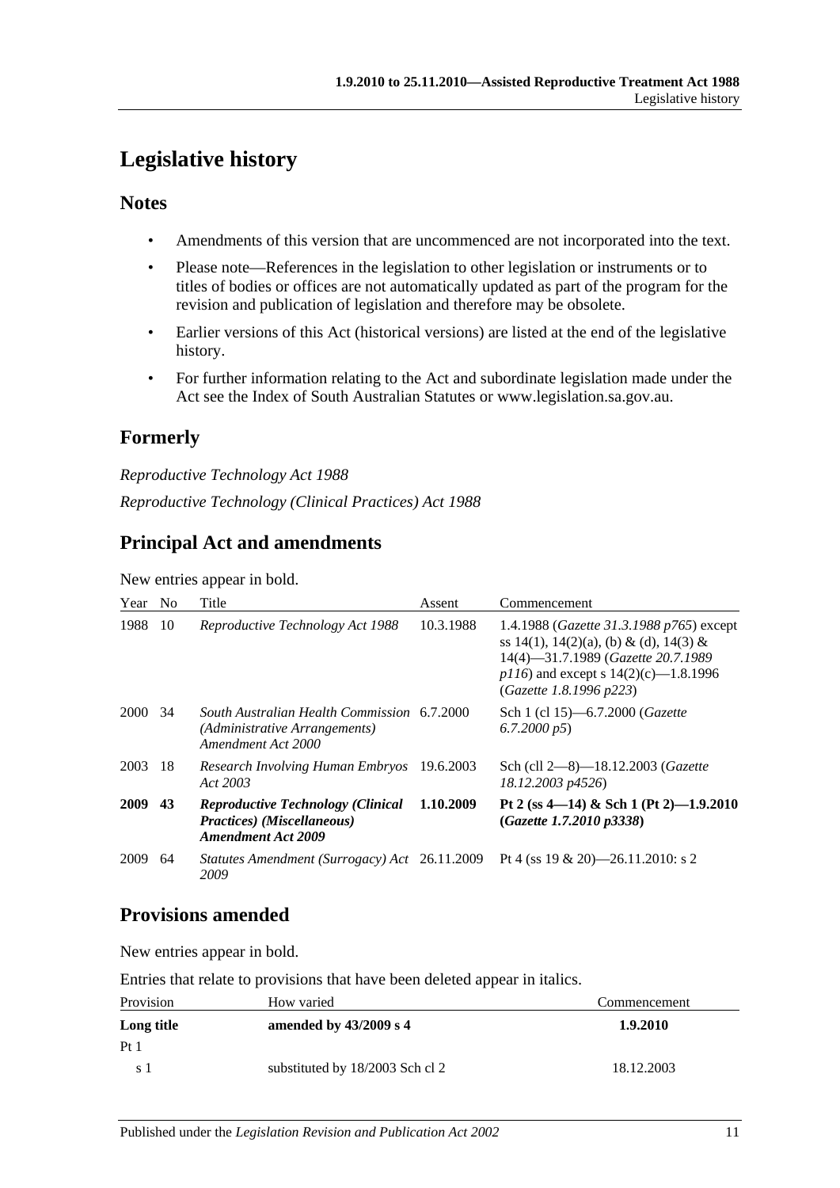# Legislative history

## Notes

- Amendments of this version that are uncommenced are not incorporated into the text.
- Please note—References in the legislation to other legislation or instruments or to titles of bodies or offices are not automatically updated as part of the program for the revision and publication of legislation and therefore may be obsolete.
- Earlier versions of this Act (historical versions) are listed at the end of the legislative history.
- For further information relating to the Act and subordinate legislation made under the Act see the Index of South Australian Statutes or www.legislation.sa.gov.au.

## Formerly

*Reproductive Technology Act 1988*

*Reproductive Technology (Clinical Practices) Act 1988*

## Principal Act and amendments

New entries appear in bold.

| Year | No | Title | Assent | Commencement |
|---|---|---|---|---|
| 1988 | 10 | *Reproductive Technology Act 1988* | 10.3.1988 | 1.4.1988 (*Gazette 31.3.1988 p765*) except ss 14(1), 14(2)(a), (b) & (d), 14(3) & 14(4)—31.7.1989 (*Gazette 20.7.1989 p116*) and except s 14(2)(c)—1.8.1996 (*Gazette 1.8.1996 p223*) |
| 2000 | 34 | *South Australian Health Commission (Administrative Arrangements) Amendment Act 2000* | 6.7.2000 | Sch 1 (cl 15)—6.7.2000 (*Gazette 6.7.2000 p5*) |
| 2003 | 18 | *Research Involving Human Embryos Act 2003* | 19.6.2003 | Sch (cll 2—8)—18.12.2003 (*Gazette 18.12.2003 p4526*) |
| **2009** | **43** | ***Reproductive Technology (Clinical Practices) (Miscellaneous) Amendment Act 2009*** | **1.10.2009** | **Pt 2 (ss 4—14) & Sch 1 (Pt 2)—1.9.2010 (*Gazette 1.7.2010 p3338*)** |
| 2009 | 64 | *Statutes Amendment (Surrogacy) Act 2009* | 26.11.2009 | Pt 4 (ss 19 & 20)—26.11.2010: s 2 |

## Provisions amended

New entries appear in bold.

Entries that relate to provisions that have been deleted appear in italics.

| Provision | How varied | Commencement |
|---|---|---|
| **Long title** | **amended by 43/2009 s 4** | **1.9.2010** |
| Pt 1 | | |
| s 1 | substituted by 18/2003 Sch cl 2 | 18.12.2003 |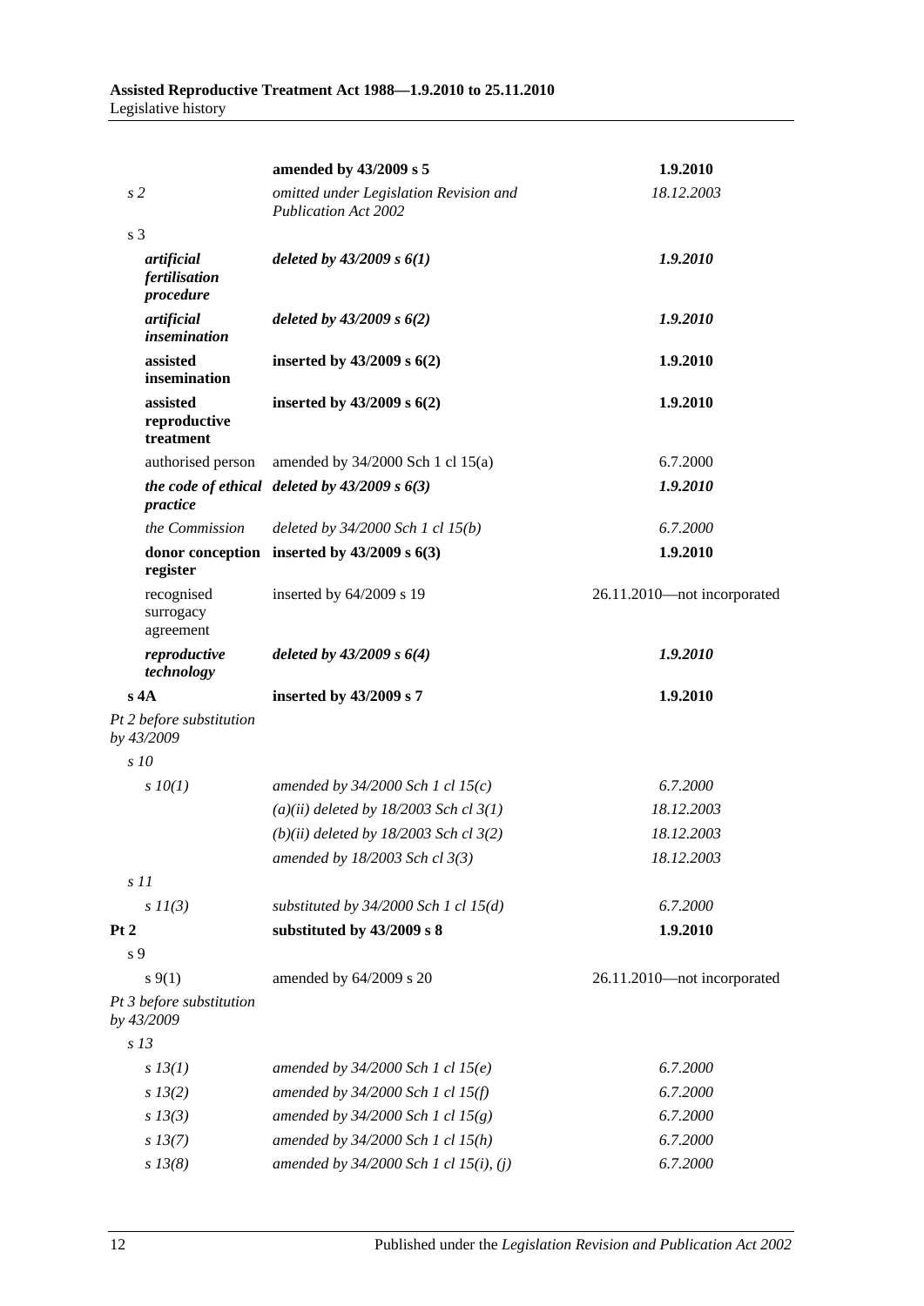| | | |
|---|---|---|
| | **amended by 43/2009 s 5** | **1.9.2010** |
| *s 2* | *omitted under Legislation Revision and Publication Act 2002* | *18.12.2003* |
| s 3 | | |
| ***artificial fertilisation procedure*** | ***deleted by 43/2009 s 6(1)*** | ***1.9.2010*** |
| ***artificial insemination*** | ***deleted by 43/2009 s 6(2)*** | ***1.9.2010*** |
| **assisted insemination** | **inserted by 43/2009 s 6(2)** | **1.9.2010** |
| **assisted reproductive treatment** | **inserted by 43/2009 s 6(2)** | **1.9.2010** |
| authorised person | amended by 34/2000 Sch 1 cl 15(a) | 6.7.2000 |
| ***the code of ethical practice*** | ***deleted by 43/2009 s 6(3)*** | ***1.9.2010*** |
| *the Commission* | *deleted by 34/2000 Sch 1 cl 15(b)* | *6.7.2000* |
| **donor conception register** | **inserted by 43/2009 s 6(3)** | **1.9.2010** |
| recognised surrogacy agreement | inserted by 64/2009 s 19 | 26.11.2010—not incorporated |
| ***reproductive technology*** | ***deleted by 43/2009 s 6(4)*** | ***1.9.2010*** |
| **s 4A** | **inserted by 43/2009 s 7** | **1.9.2010** |
| *Pt 2 before substitution by 43/2009* | | |
| *s 10* | | |
| *s 10(1)* | *amended by 34/2000 Sch 1 cl 15(c)* | *6.7.2000* |
| | *(a)(ii) deleted by 18/2003 Sch cl 3(1)* | *18.12.2003* |
| | *(b)(ii) deleted by 18/2003 Sch cl 3(2)* | *18.12.2003* |
| | *amended by 18/2003 Sch cl 3(3)* | *18.12.2003* |
| *s 11* | | |
| *s 11(3)* | *substituted by 34/2000 Sch 1 cl 15(d)* | *6.7.2000* |
| **Pt 2** | **substituted by 43/2009 s 8** | **1.9.2010** |
| s 9 | | |
| s 9(1) | amended by 64/2009 s 20 | 26.11.2010—not incorporated |
| *Pt 3 before substitution by 43/2009* | | |
| *s 13* | | |
| *s 13(1)* | *amended by 34/2000 Sch 1 cl 15(e)* | *6.7.2000* |
| *s 13(2)* | *amended by 34/2000 Sch 1 cl 15(f)* | *6.7.2000* |
| *s 13(3)* | *amended by 34/2000 Sch 1 cl 15(g)* | *6.7.2000* |
| *s 13(7)* | *amended by 34/2000 Sch 1 cl 15(h)* | *6.7.2000* |
| *s 13(8)* | *amended by 34/2000 Sch 1 cl 15(i), (j)* | *6.7.2000* |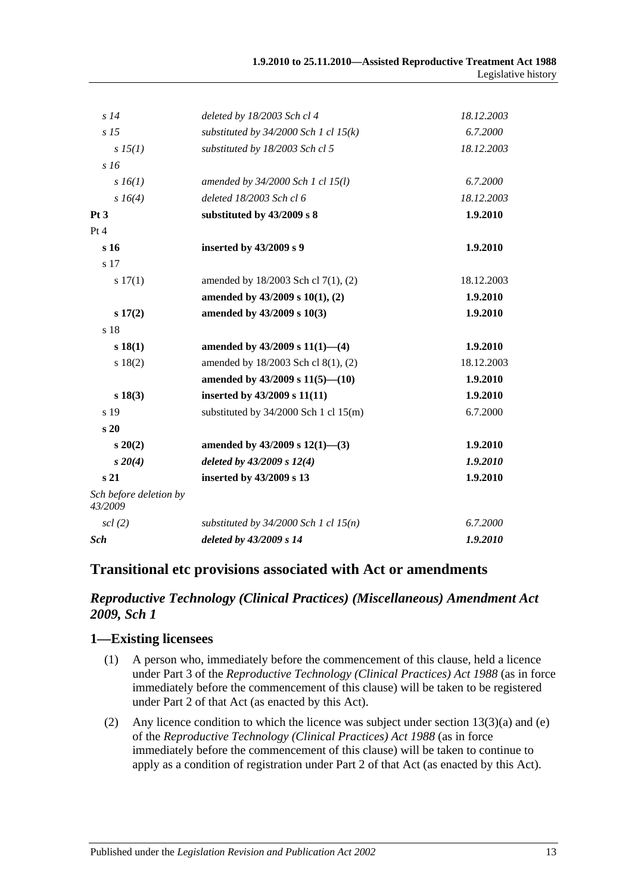| | | |
|---|---|---|
| *s 14* | *deleted by 18/2003 Sch cl 4* | *18.12.2003* |
| *s 15* | *substituted by 34/2000 Sch 1 cl 15(k)* | *6.7.2000* |
| *s 15(1)* | *substituted by 18/2003 Sch cl 5* | *18.12.2003* |
| *s 16* | | |
| *s 16(1)* | *amended by 34/2000 Sch 1 cl 15(l)* | *6.7.2000* |
| *s 16(4)* | *deleted 18/2003 Sch cl 6* | *18.12.2003* |
| **Pt 3** | **substituted by 43/2009 s 8** | **1.9.2010** |
| Pt 4 | | |
| **s 16** | **inserted by 43/2009 s 9** | **1.9.2010** |
| s 17 | | |
| s 17(1) | amended by 18/2003 Sch cl 7(1), (2) | 18.12.2003 |
| | **amended by 43/2009 s 10(1), (2)** | **1.9.2010** |
| **s 17(2)** | **amended by 43/2009 s 10(3)** | **1.9.2010** |
| s 18 | | |
| **s 18(1)** | **amended by 43/2009 s 11(1)—(4)** | **1.9.2010** |
| s 18(2) | amended by 18/2003 Sch cl 8(1), (2) | 18.12.2003 |
| | **amended by 43/2009 s 11(5)—(10)** | **1.9.2010** |
| **s 18(3)** | **inserted by 43/2009 s 11(11)** | **1.9.2010** |
| s 19 | substituted by 34/2000 Sch 1 cl 15(m) | 6.7.2000 |
| **s 20** | | |
| **s 20(2)** | **amended by 43/2009 s 12(1)—(3)** | **1.9.2010** |
| ***s 20(4)*** | ***deleted by 43/2009 s 12(4)*** | ***1.9.2010*** |
| **s 21** | **inserted by 43/2009 s 13** | **1.9.2010** |
| *Sch before deletion by 43/2009* | | |
| *scl (2)* | *substituted by 34/2000 Sch 1 cl 15(n)* | *6.7.2000* |
| ***Sch*** | ***deleted by 43/2009 s 14*** | ***1.9.2010*** |

## Transitional etc provisions associated with Act or amendments

### *Reproductive Technology (Clinical Practices) (Miscellaneous) Amendment Act 2009, Sch 1*

### 1—Existing licensees

(1) A person who, immediately before the commencement of this clause, held a licence under Part 3 of the *Reproductive Technology (Clinical Practices) Act 1988* (as in force immediately before the commencement of this clause) will be taken to be registered under Part 2 of that Act (as enacted by this Act).

(2) Any licence condition to which the licence was subject under section 13(3)(a) and (e) of the *Reproductive Technology (Clinical Practices) Act 1988* (as in force immediately before the commencement of this clause) will be taken to continue to apply as a condition of registration under Part 2 of that Act (as enacted by this Act).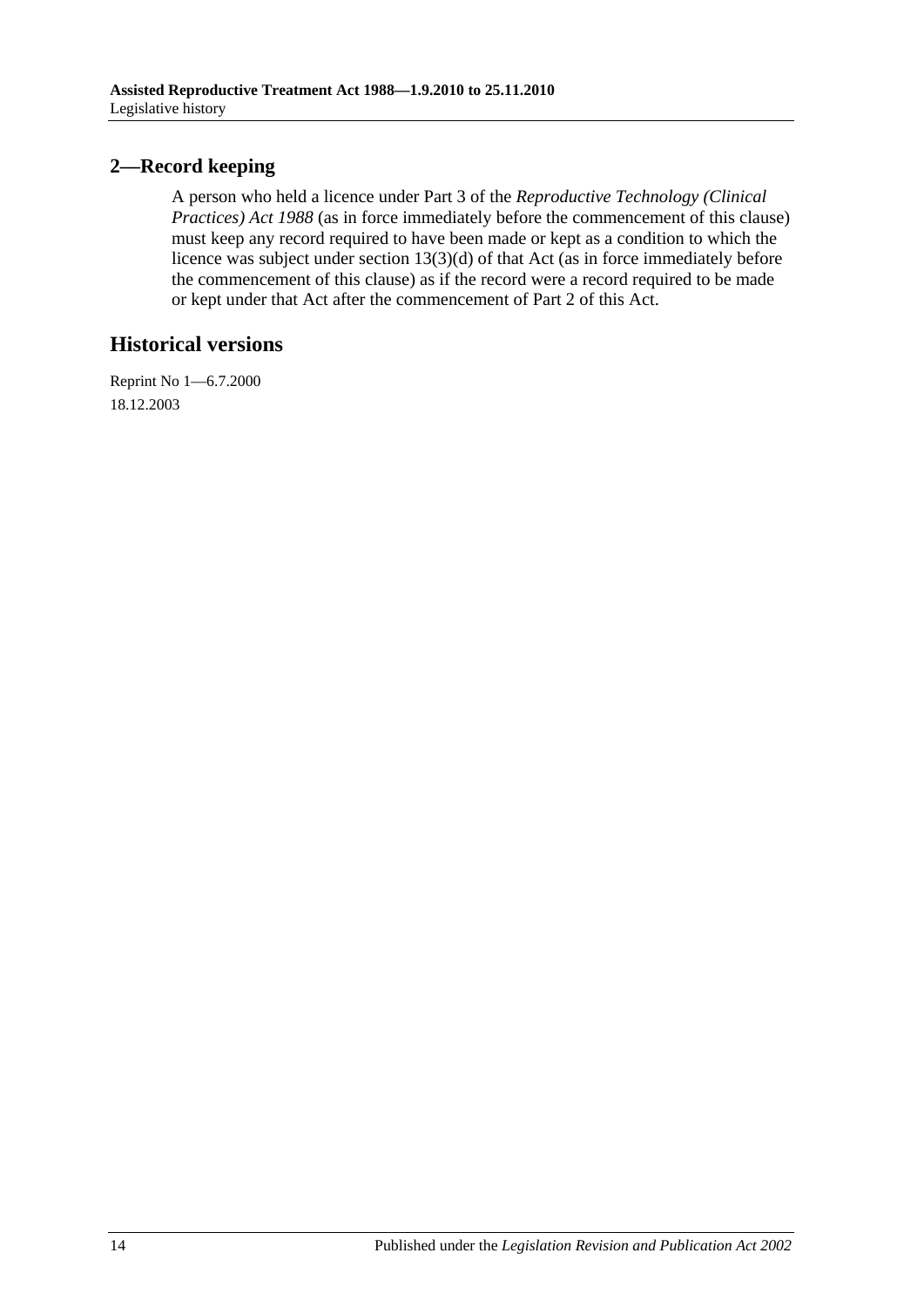## 2—Record keeping

A person who held a licence under Part 3 of the *Reproductive Technology (Clinical Practices) Act 1988* (as in force immediately before the commencement of this clause) must keep any record required to have been made or kept as a condition to which the licence was subject under section 13(3)(d) of that Act (as in force immediately before the commencement of this clause) as if the record were a record required to be made or kept under that Act after the commencement of Part 2 of this Act.

## Historical versions

Reprint No 1—6.7.2000

18.12.2003